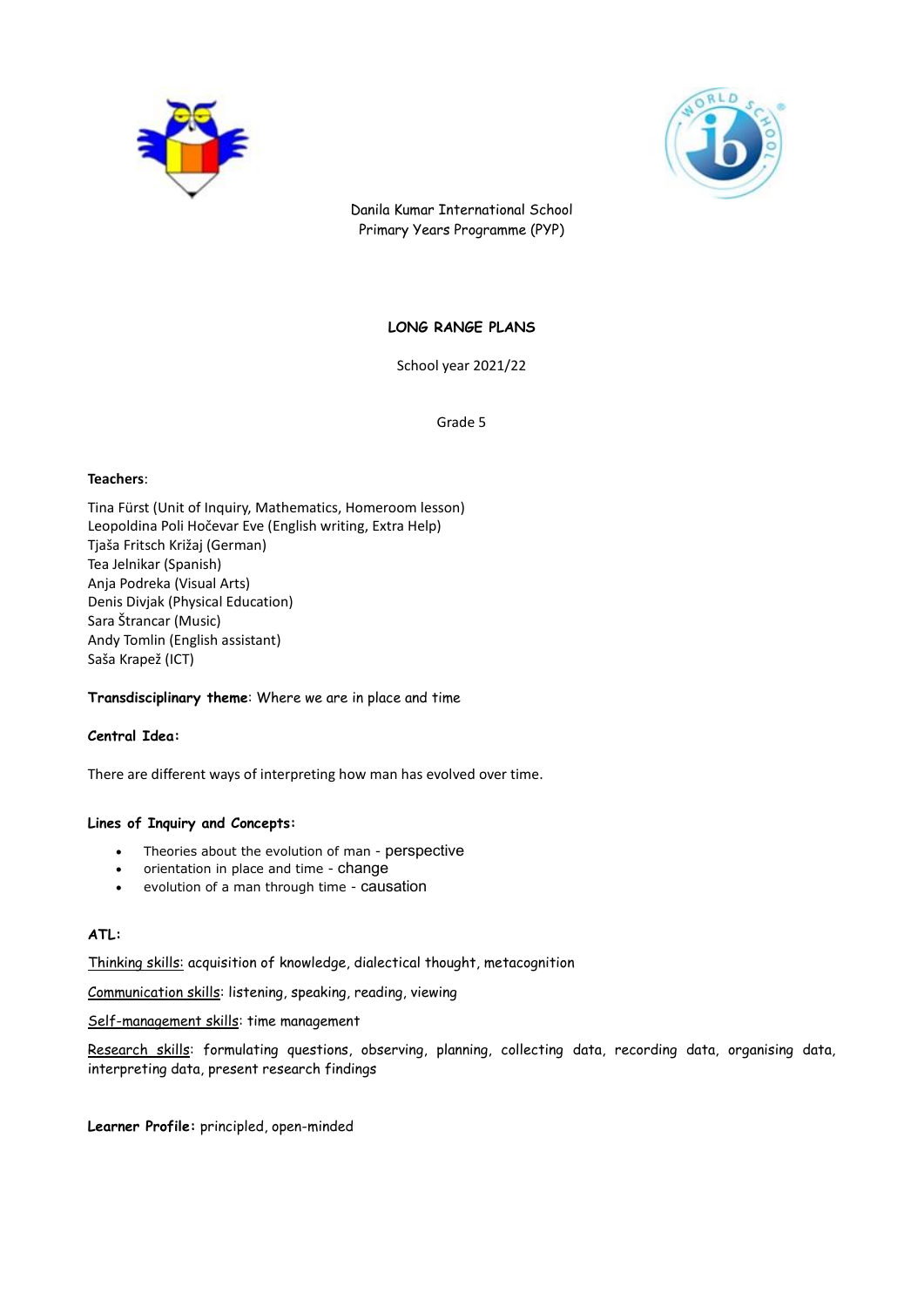Danila Kumar International School
Primary Years Programme (PYP)

## LONG RANGE PLANS

School year 2021/22

Grade 5

**Teachers**:

Tina Fürst (Unit of Inquiry, Mathematics, Homeroom lesson)
Leopoldina Poli Hočevar Eve (English writing, Extra Help)
Tjaša Fritsch Križaj (German)
Tea Jelnikar (Spanish)
Anja Podreka (Visual Arts)
Denis Divjak (Physical Education)
Sara Štrancar (Music)
Andy Tomlin (English assistant)
Saša Krapež (ICT)

**Transdisciplinary theme**: Where we are in place and time

**Central Idea:**

There are different ways of interpreting how man has evolved over time.

**Lines of Inquiry and Concepts:**

- Theories about the evolution of man - perspective
- orientation in place and time - change
- evolution of a man through time - causation

**ATL:**

Thinking skills: acquisition of knowledge, dialectical thought, metacognition

Communication skills: listening, speaking, reading, viewing

Self-management skills: time management

Research skills: formulating questions, observing, planning, collecting data, recording data, organising data, interpreting data, present research findings

**Learner Profile:** principled, open-minded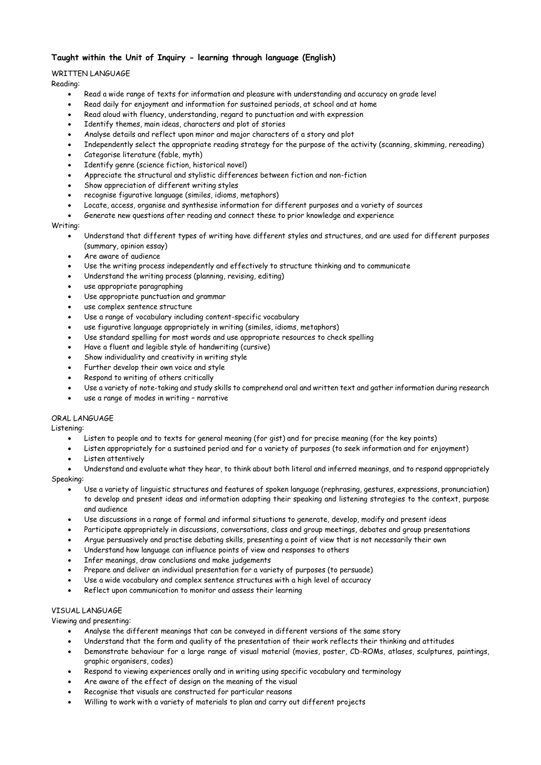**Taught within the Unit of Inquiry - learning through language (English)**

WRITTEN LANGUAGE

Reading:

- Read a wide range of texts for information and pleasure with understanding and accuracy on grade level
- Read daily for enjoyment and information for sustained periods, at school and at home
- Read aloud with fluency, understanding, regard to punctuation and with expression
- Identify themes, main ideas, characters and plot of stories
- Analyse details and reflect upon minor and major characters of a story and plot
- Independently select the appropriate reading strategy for the purpose of the activity (scanning, skimming, rereading)
- Categorise literature (fable, myth)
- Identify genre (science fiction, historical novel)
- Appreciate the structural and stylistic differences between fiction and non-fiction
- Show appreciation of different writing styles
- recognise figurative language (similes, idioms, metaphors)
- Locate, access, organise and synthesise information for different purposes and a variety of sources
- Generate new questions after reading and connect these to prior knowledge and experience

Writing:

- Understand that different types of writing have different styles and structures, and are used for different purposes (summary, opinion essay)
- Are aware of audience
- Use the writing process independently and effectively to structure thinking and to communicate
- Understand the writing process (planning, revising, editing)
- use appropriate paragraphing
- Use appropriate punctuation and grammar
- use complex sentence structure
- Use a range of vocabulary including content-specific vocabulary
- use figurative language appropriately in writing (similes, idioms, metaphors)
- Use standard spelling for most words and use appropriate resources to check spelling
- Have a fluent and legible style of handwriting (cursive)
- Show individuality and creativity in writing style
- Further develop their own voice and style
- Respond to writing of others critically
- Use a variety of note-taking and study skills to comprehend oral and written text and gather information during research
- use a range of modes in writing – narrative

ORAL LANGUAGE

Listening:

- Listen to people and to texts for general meaning (for gist) and for precise meaning (for the key points)
- Listen appropriately for a sustained period and for a variety of purposes (to seek information and for enjoyment)
- Listen attentively
- Understand and evaluate what they hear, to think about both literal and inferred meanings, and to respond appropriately

Speaking:

- Use a variety of linguistic structures and features of spoken language (rephrasing, gestures, expressions, pronunciation) to develop and present ideas and information adapting their speaking and listening strategies to the context, purpose and audience
- Use discussions in a range of formal and informal situations to generate, develop, modify and present ideas
- Participate appropriately in discussions, conversations, class and group meetings, debates and group presentations
- Argue persuasively and practise debating skills, presenting a point of view that is not necessarily their own
- Understand how language can influence points of view and responses to others
- Infer meanings, draw conclusions and make judgements
- Prepare and deliver an individual presentation for a variety of purposes (to persuade)
- Use a wide vocabulary and complex sentence structures with a high level of accuracy
- Reflect upon communication to monitor and assess their learning

VISUAL LANGUAGE

Viewing and presenting:

- Analyse the different meanings that can be conveyed in different versions of the same story
- Understand that the form and quality of the presentation of their work reflects their thinking and attitudes
- Demonstrate behaviour for a large range of visual material (movies, poster, CD-ROMs, atlases, sculptures, paintings, graphic organisers, codes)
- Respond to viewing experiences orally and in writing using specific vocabulary and terminology
- Are aware of the effect of design on the meaning of the visual
- Recognise that visuals are constructed for particular reasons
- Willing to work with a variety of materials to plan and carry out different projects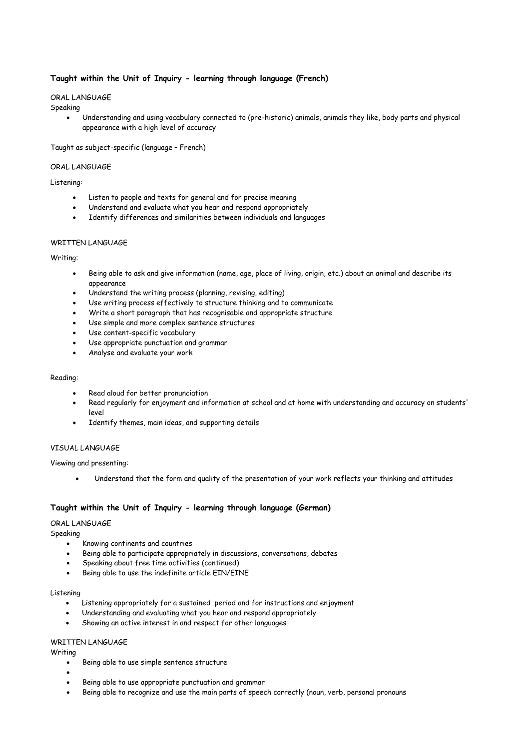**Taught within the Unit of Inquiry - learning through language (French)**

ORAL LANGUAGE

Speaking

- Understanding and using vocabulary connected to (pre-historic) animals, animals they like, body parts and physical appearance with a high level of accuracy

Taught as subject-specific (language – French)

ORAL LANGUAGE

Listening:

- Listen to people and texts for general and for precise meaning
- Understand and evaluate what you hear and respond appropriately
- Identify differences and similarities between individuals and languages

WRITTEN LANGUAGE

Writing:

- Being able to ask and give information (name, age, place of living, origin, etc.) about an animal and describe its appearance
- Understand the writing process (planning, revising, editing)
- Use writing process effectively to structure thinking and to communicate
- Write a short paragraph that has recognisable and appropriate structure
- Use simple and more complex sentence structures
- Use content-specific vocabulary
- Use appropriate punctuation and grammar
- Analyse and evaluate your work

Reading:

- Read aloud for better pronunciation
- Read regularly for enjoyment and information at school and at home with understanding and accuracy on students' level
- Identify themes, main ideas, and supporting details

VISUAL LANGUAGE

Viewing and presenting:

- Understand that the form and quality of the presentation of your work reflects your thinking and attitudes

**Taught within the Unit of Inquiry - learning through language (German)**

ORAL LANGUAGE

Speaking

- Knowing continents and countries
- Being able to participate appropriately in discussions, conversations, debates
- Speaking about free time activities (continued)
- Being able to use the indefinite article EIN/EINE

Listening

- Listening appropriately for a sustained period and for instructions and enjoyment
- Understanding and evaluating what you hear and respond appropriately
- Showing an active interest in and respect for other languages

WRITTEN LANGUAGE

Writing

- Being able to use simple sentence structure
- 
- Being able to use appropriate punctuation and grammar
- Being able to recognize and use the main parts of speech correctly (noun, verb, personal pronouns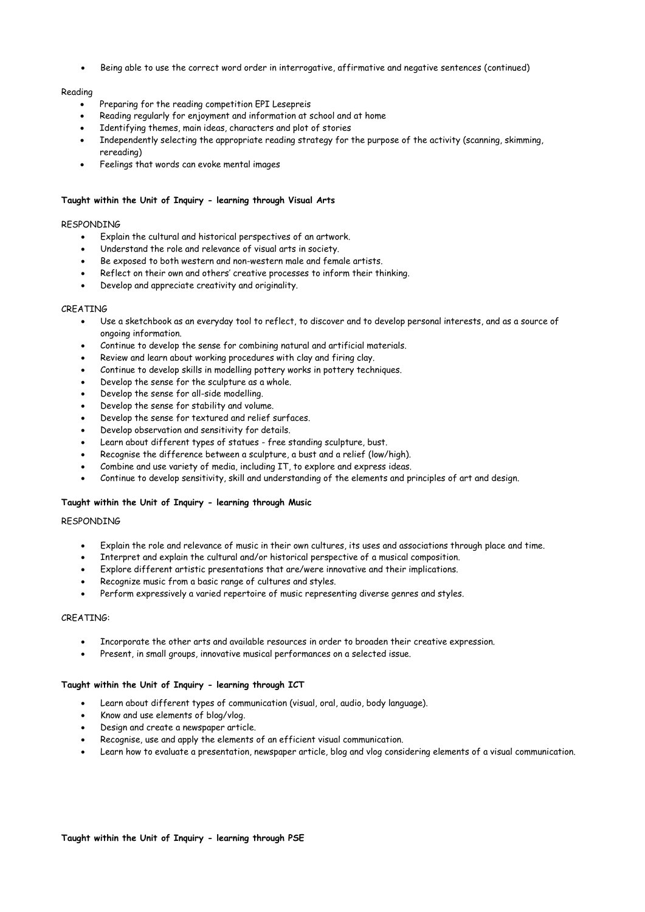- Being able to use the correct word order in interrogative, affirmative and negative sentences (continued)

Reading

- Preparing for the reading competition EPI Lesepreis
- Reading regularly for enjoyment and information at school and at home
- Identifying themes, main ideas, characters and plot of stories
- Independently selecting the appropriate reading strategy for the purpose of the activity (scanning, skimming, rereading)
- Feelings that words can evoke mental images

**Taught within the Unit of Inquiry - learning through Visual Arts**

RESPONDING

- Explain the cultural and historical perspectives of an artwork.
- Understand the role and relevance of visual arts in society.
- Be exposed to both western and non-western male and female artists.
- Reflect on their own and others' creative processes to inform their thinking.
- Develop and appreciate creativity and originality.

CREATING

- Use a sketchbook as an everyday tool to reflect, to discover and to develop personal interests, and as a source of ongoing information.
- Continue to develop the sense for combining natural and artificial materials.
- Review and learn about working procedures with clay and firing clay.
- Continue to develop skills in modelling pottery works in pottery techniques.
- Develop the sense for the sculpture as a whole.
- Develop the sense for all-side modelling.
- Develop the sense for stability and volume.
- Develop the sense for textured and relief surfaces.
- Develop observation and sensitivity for details.
- Learn about different types of statues - free standing sculpture, bust.
- Recognise the difference between a sculpture, a bust and a relief (low/high).
- Combine and use variety of media, including IT, to explore and express ideas.
- Continue to develop sensitivity, skill and understanding of the elements and principles of art and design.

**Taught within the Unit of Inquiry - learning through Music**

RESPONDING

- Explain the role and relevance of music in their own cultures, its uses and associations through place and time.
- Interpret and explain the cultural and/or historical perspective of a musical composition.
- Explore different artistic presentations that are/were innovative and their implications.
- Recognize music from a basic range of cultures and styles.
- Perform expressively a varied repertoire of music representing diverse genres and styles.

CREATING:

- Incorporate the other arts and available resources in order to broaden their creative expression.
- Present, in small groups, innovative musical performances on a selected issue.

**Taught within the Unit of Inquiry - learning through ICT**

- Learn about different types of communication (visual, oral, audio, body language).
- Know and use elements of blog/vlog.
- Design and create a newspaper article.
- Recognise, use and apply the elements of an efficient visual communication.
- Learn how to evaluate a presentation, newspaper article, blog and vlog considering elements of a visual communication.

**Taught within the Unit of Inquiry - learning through PSE**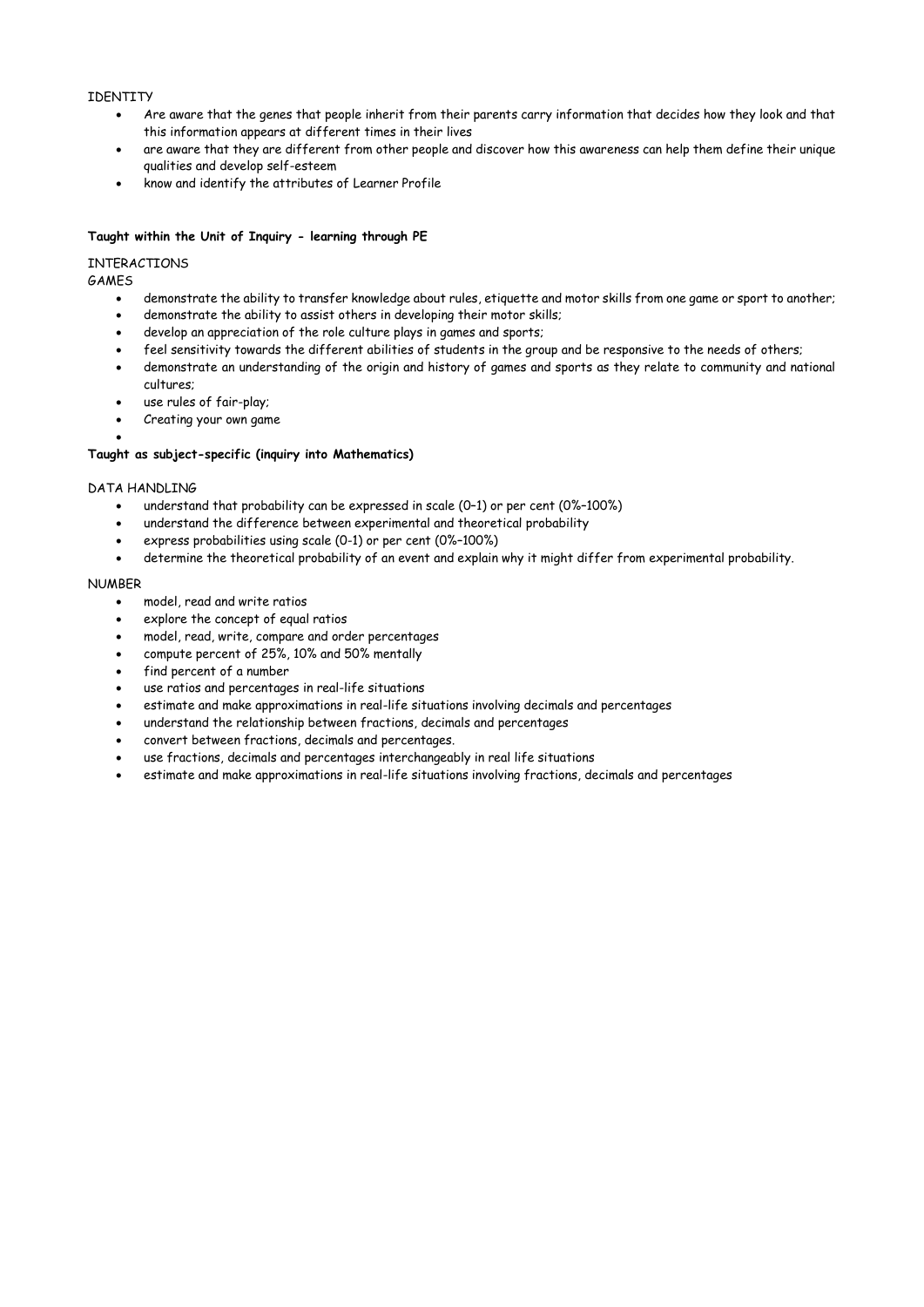IDENTITY

- Are aware that the genes that people inherit from their parents carry information that decides how they look and that this information appears at different times in their lives
- are aware that they are different from other people and discover how this awareness can help them define their unique qualities and develop self-esteem
- know and identify the attributes of Learner Profile

**Taught within the Unit of Inquiry - learning through PE**

INTERACTIONS

GAMES

- demonstrate the ability to transfer knowledge about rules, etiquette and motor skills from one game or sport to another;
- demonstrate the ability to assist others in developing their motor skills;
- develop an appreciation of the role culture plays in games and sports;
- feel sensitivity towards the different abilities of students in the group and be responsive to the needs of others;
- demonstrate an understanding of the origin and history of games and sports as they relate to community and national cultures;
- use rules of fair-play;
- Creating your own game

**Taught as subject-specific (inquiry into Mathematics)**

DATA HANDLING

- understand that probability can be expressed in scale (0–1) or per cent (0%–100%)
- understand the difference between experimental and theoretical probability
- express probabilities using scale (0-1) or per cent (0%–100%)
- determine the theoretical probability of an event and explain why it might differ from experimental probability.

NUMBER

- model, read and write ratios
- explore the concept of equal ratios
- model, read, write, compare and order percentages
- compute percent of 25%, 10% and 50% mentally
- find percent of a number
- use ratios and percentages in real-life situations
- estimate and make approximations in real-life situations involving decimals and percentages
- understand the relationship between fractions, decimals and percentages
- convert between fractions, decimals and percentages.
- use fractions, decimals and percentages interchangeably in real life situations
- estimate and make approximations in real-life situations involving fractions, decimals and percentages